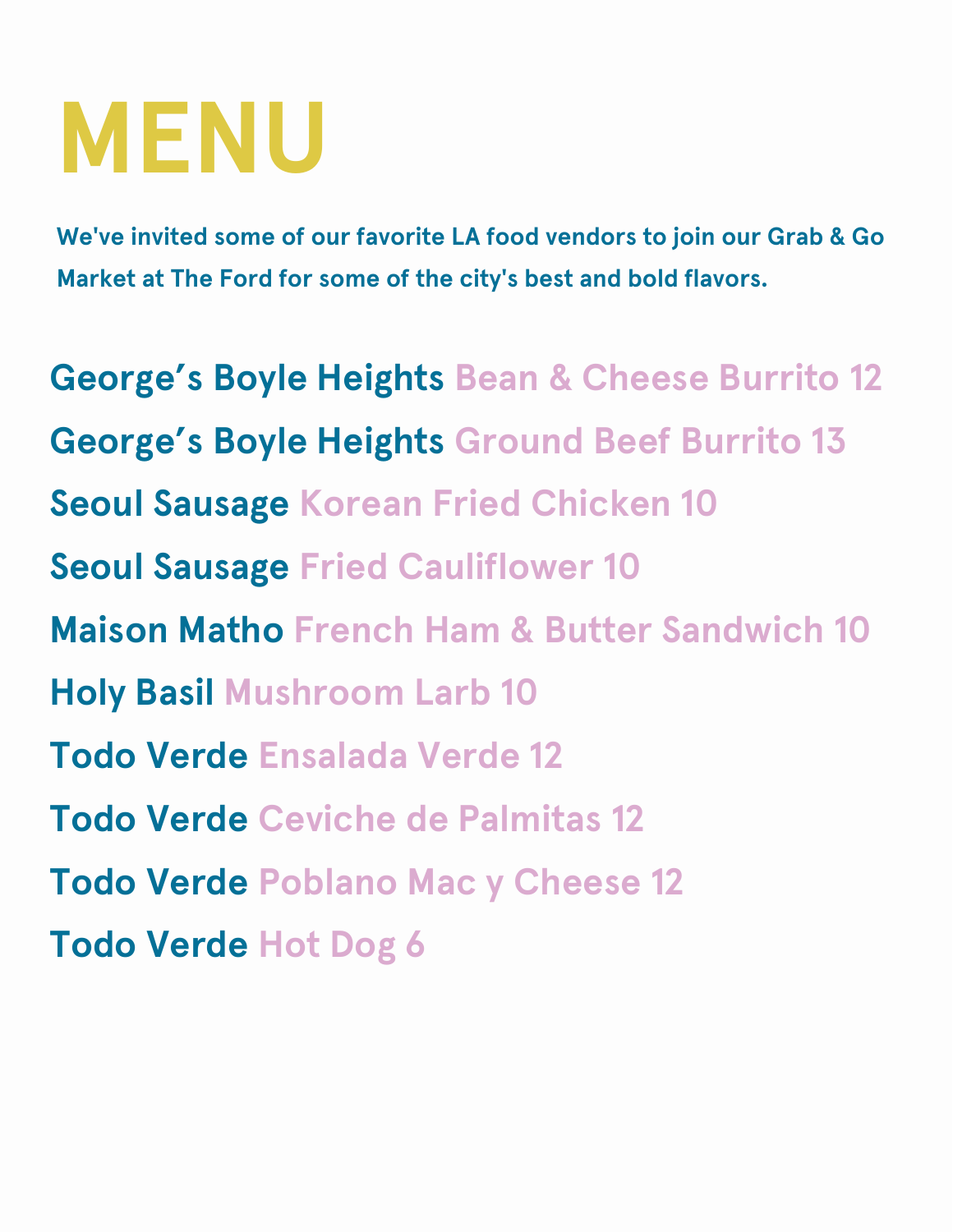# MENU

**We've invited some of our favorite LA food vendors to join our Grab & Go Market at The Ford for some of the city's best and bold flavors.**

**George's Boyle Heights** Bean & Cheese Burrito 12

**George's Boyle Heights** Ground Beef Burrito 13

**Seoul Sausage** Korean Fried Chicken 10

**Seoul Sausage** Fried Cauliflower 10

**Maison Matho** French Ham & Butter Sandwich 10

**Holy Basil** Mushroom Larb 10

**Todo Verde** Ensalada Verde 12

**Todo Verde** Ceviche de Palmitas 12

**Todo Verde** Poblano Mac y Cheese 12

**Todo Verde** Hot Dog 6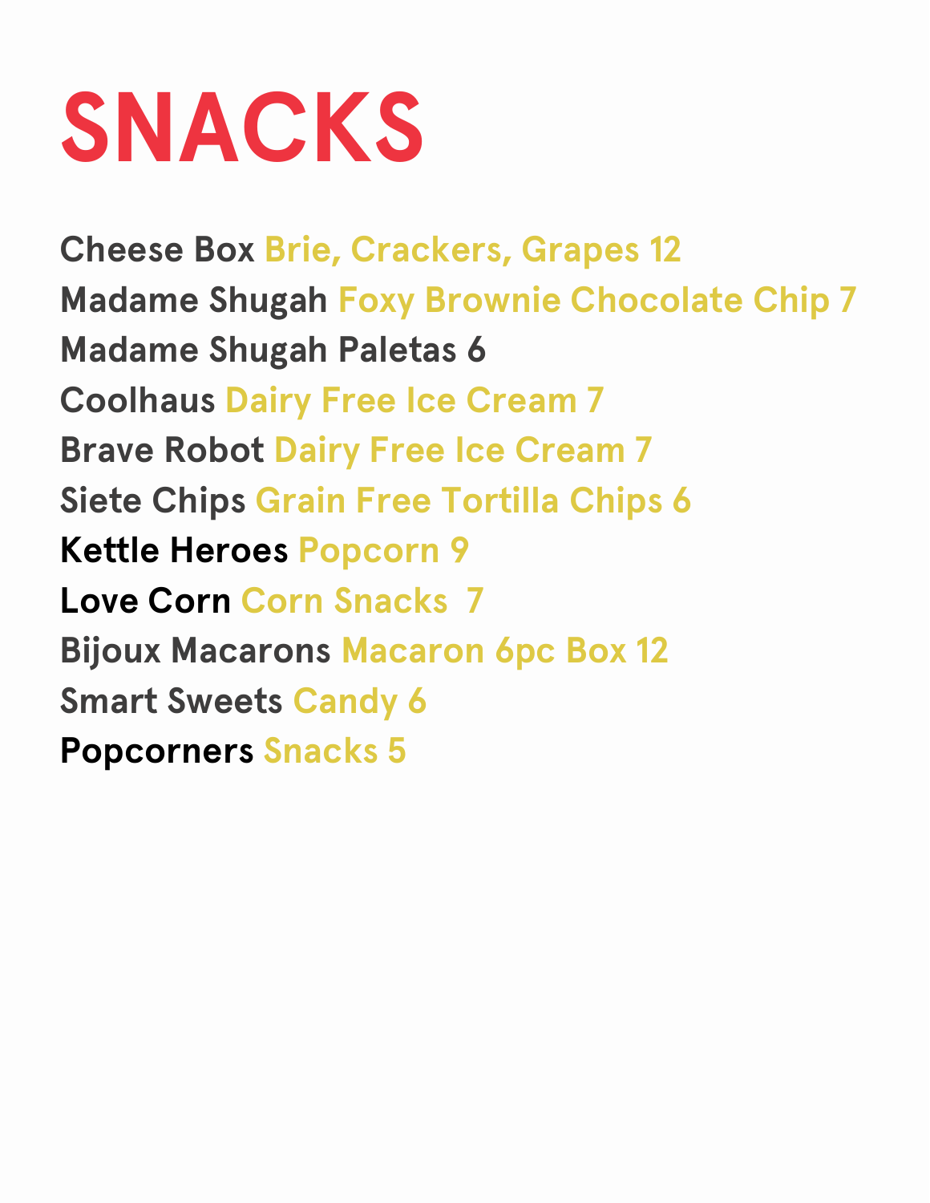# SNACKS

**Cheese Box** Brie, Crackers, Grapes 12
**Madame Shugah** Foxy Brownie Chocolate Chip 7
**Madame Shugah Paletas 6**
**Coolhaus** Dairy Free Ice Cream 7
**Brave Robot** Dairy Free Ice Cream 7
**Siete Chips** Grain Free Tortilla Chips 6
**Kettle Heroes** Popcorn 9
**Love Corn** Corn Snacks 7
**Bijoux Macarons** Macaron 6pc Box 12
**Smart Sweets** Candy 6
**Popcorners** Snacks 5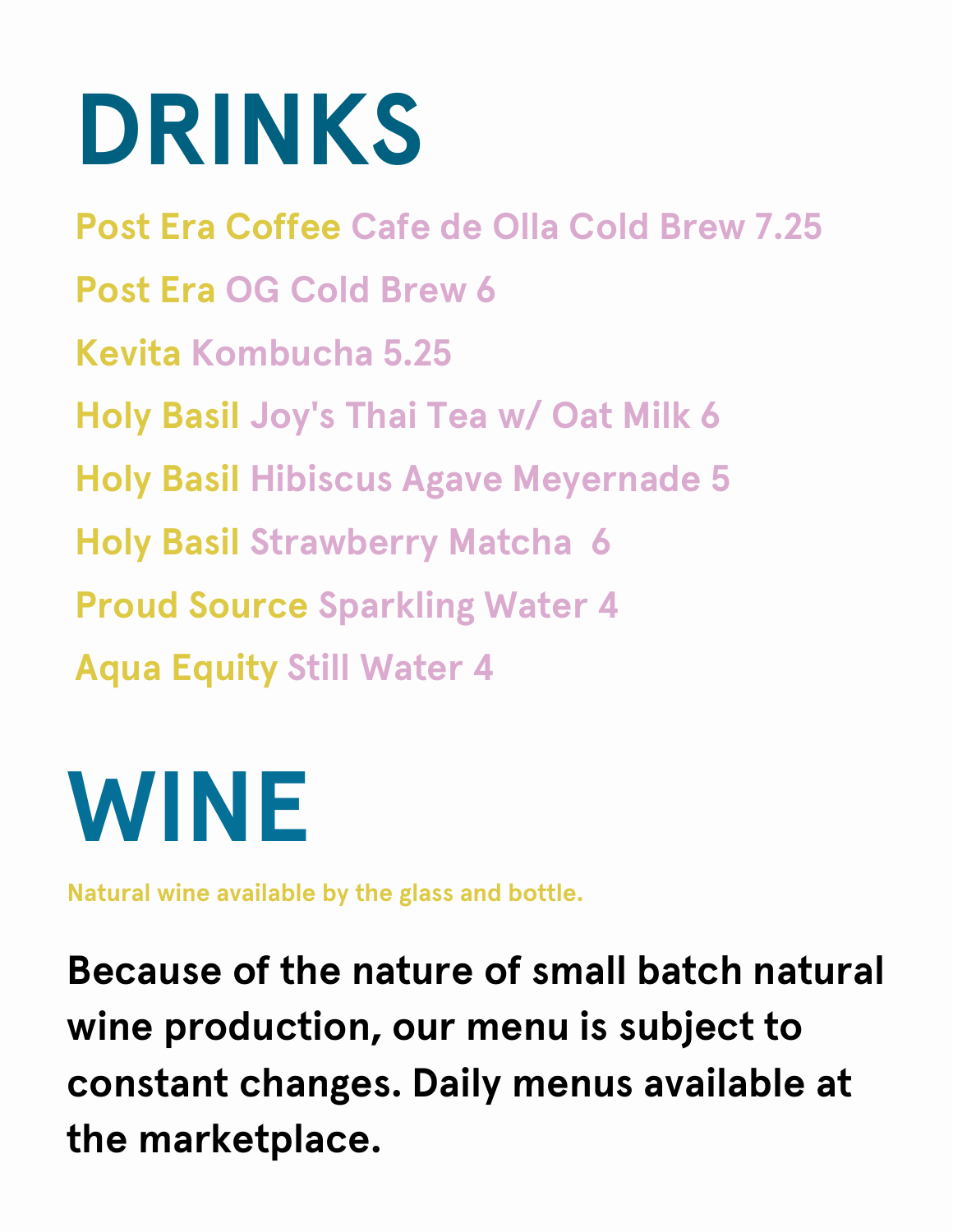# DRINKS

Post Era Coffee Cafe de Olla Cold Brew 7.25

Post Era OG Cold Brew 6

Kevita Kombucha 5.25

Holy Basil Joy's Thai Tea w/ Oat Milk 6

Holy Basil Hibiscus Agave Meyernade 5

Holy Basil Strawberry Matcha 6

Proud Source Sparkling Water 4

Aqua Equity Still Water 4

# WINE

Natural wine available by the glass and bottle.

**Because of the nature of small batch natural wine production, our menu is subject to constant changes. Daily menus available at the marketplace.**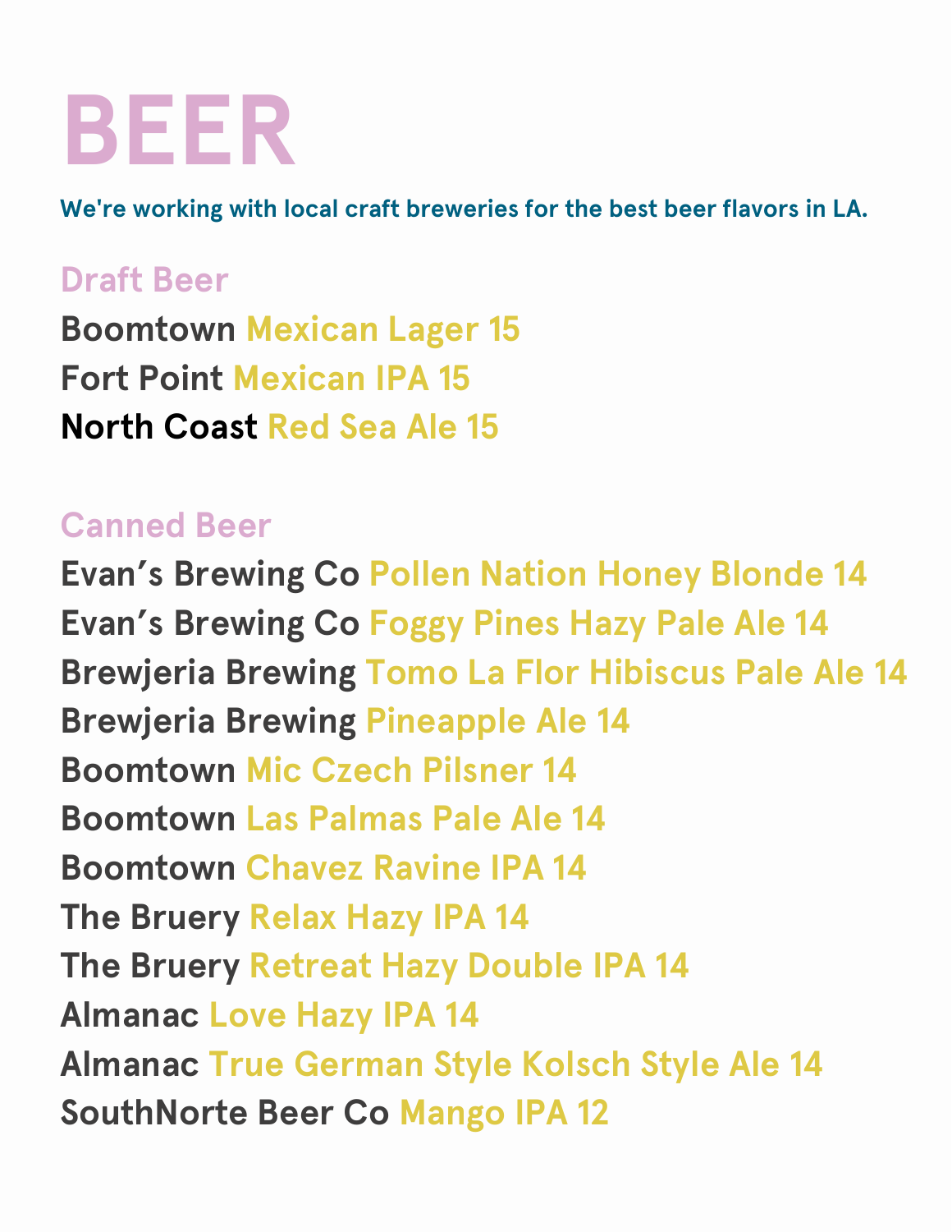# BEER

**We're working with local craft breweries for the best beer flavors in LA.**

## Draft Beer

**Boomtown** Mexican Lager 15
**Fort Point** Mexican IPA 15
**North Coast** Red Sea Ale 15

## Canned Beer

**Evan's Brewing Co** Pollen Nation Honey Blonde 14
**Evan's Brewing Co** Foggy Pines Hazy Pale Ale 14
**Brewjeria Brewing** Tomo La Flor Hibiscus Pale Ale 14
**Brewjeria Brewing** Pineapple Ale 14
**Boomtown** Mic Czech Pilsner 14
**Boomtown** Las Palmas Pale Ale 14
**Boomtown** Chavez Ravine IPA 14
**The Bruery** Relax Hazy IPA 14
**The Bruery** Retreat Hazy Double IPA 14
**Almanac** Love Hazy IPA 14
**Almanac** True German Style Kolsch Style Ale 14
**SouthNorte Beer Co** Mango IPA 12